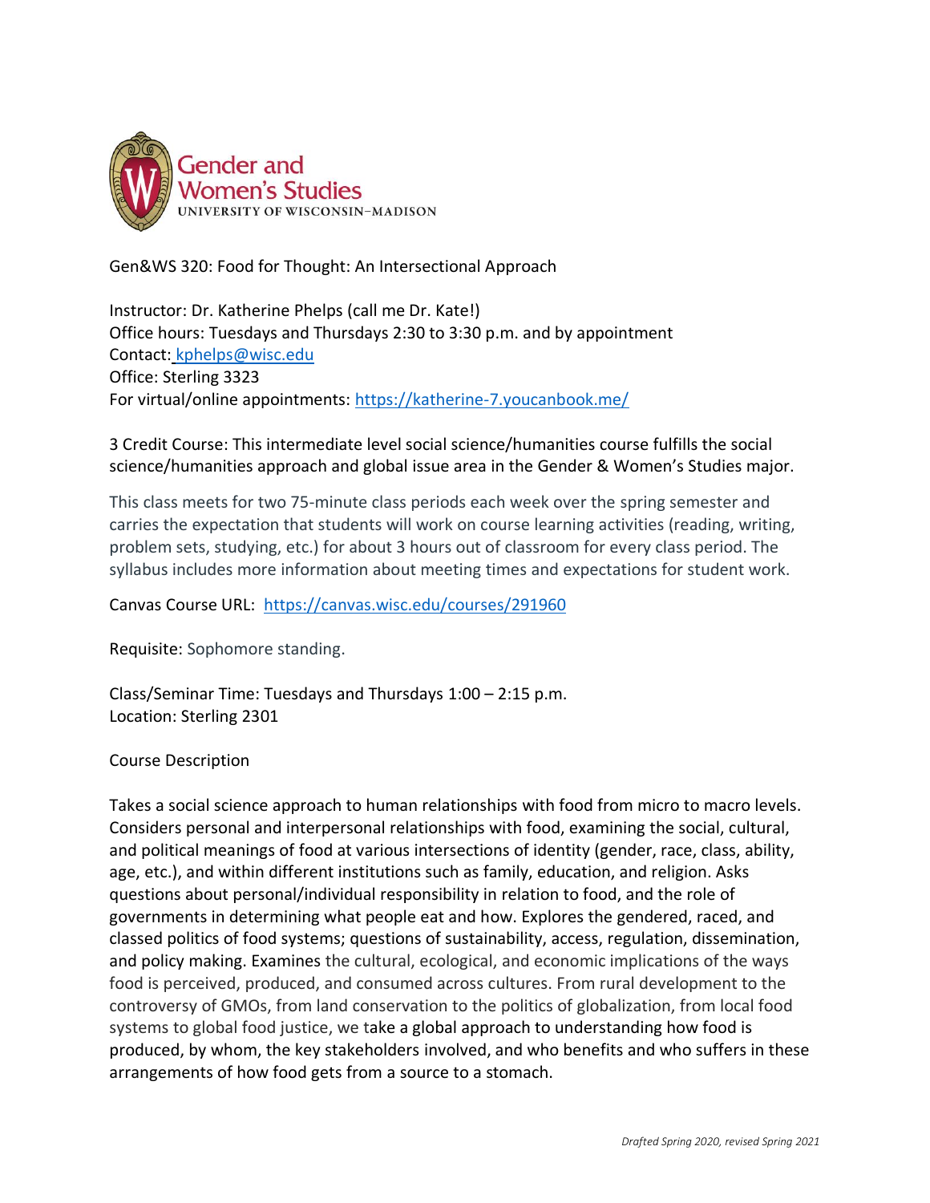Gender and Women's Studies
UNIVERSITY OF WISCONSIN–MADISON

Gen&WS 320: Food for Thought: An Intersectional Approach

Instructor: Dr. Katherine Phelps (call me Dr. Kate!)
Office hours: Tuesdays and Thursdays 2:30 to 3:30 p.m. and by appointment
Contact: kphelps@wisc.edu
Office: Sterling 3323
For virtual/online appointments: https://katherine-7.youcanbook.me/

3 Credit Course: This intermediate level social science/humanities course fulfills the social science/humanities approach and global issue area in the Gender & Women's Studies major.

This class meets for two 75-minute class periods each week over the spring semester and carries the expectation that students will work on course learning activities (reading, writing, problem sets, studying, etc.) for about 3 hours out of classroom for every class period. The syllabus includes more information about meeting times and expectations for student work.

Canvas Course URL: https://canvas.wisc.edu/courses/291960

Requisite: Sophomore standing.

Class/Seminar Time: Tuesdays and Thursdays 1:00 – 2:15 p.m.
Location: Sterling 2301

## Course Description

Takes a social science approach to human relationships with food from micro to macro levels. Considers personal and interpersonal relationships with food, examining the social, cultural, and political meanings of food at various intersections of identity (gender, race, class, ability, age, etc.), and within different institutions such as family, education, and religion. Asks questions about personal/individual responsibility in relation to food, and the role of governments in determining what people eat and how. Explores the gendered, raced, and classed politics of food systems; questions of sustainability, access, regulation, dissemination, and policy making. Examines the cultural, ecological, and economic implications of the ways food is perceived, produced, and consumed across cultures. From rural development to the controversy of GMOs, from land conservation to the politics of globalization, from local food systems to global food justice, we take a global approach to understanding how food is produced, by whom, the key stakeholders involved, and who benefits and who suffers in these arrangements of how food gets from a source to a stomach.

*Drafted Spring 2020, revised Spring 2021*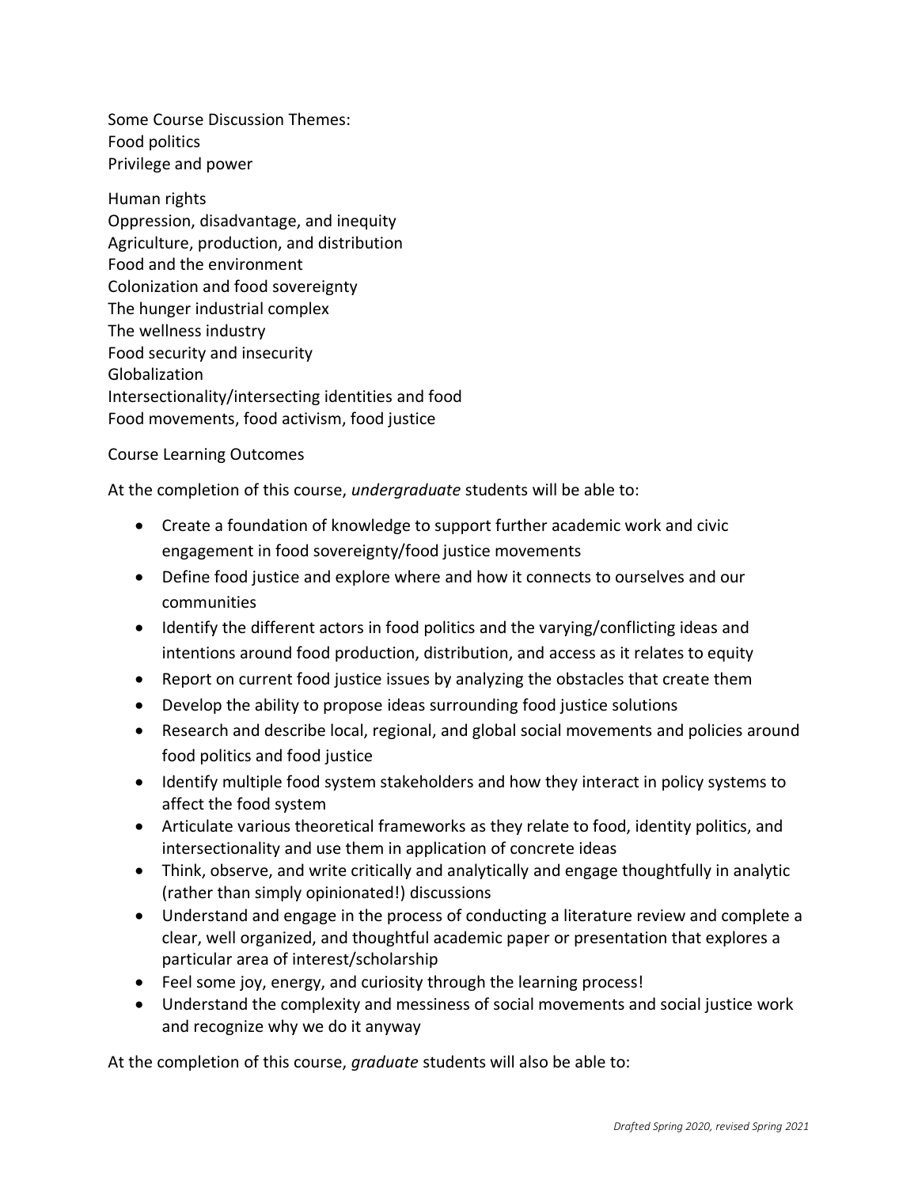Some Course Discussion Themes:
Food politics
Privilege and power

Human rights
Oppression, disadvantage, and inequity
Agriculture, production, and distribution
Food and the environment
Colonization and food sovereignty
The hunger industrial complex
The wellness industry
Food security and insecurity
Globalization
Intersectionality/intersecting identities and food
Food movements, food activism, food justice

Course Learning Outcomes

At the completion of this course, *undergraduate* students will be able to:

- Create a foundation of knowledge to support further academic work and civic engagement in food sovereignty/food justice movements
- Define food justice and explore where and how it connects to ourselves and our communities
- Identify the different actors in food politics and the varying/conflicting ideas and intentions around food production, distribution, and access as it relates to equity
- Report on current food justice issues by analyzing the obstacles that create them
- Develop the ability to propose ideas surrounding food justice solutions
- Research and describe local, regional, and global social movements and policies around food politics and food justice
- Identify multiple food system stakeholders and how they interact in policy systems to affect the food system
- Articulate various theoretical frameworks as they relate to food, identity politics, and intersectionality and use them in application of concrete ideas
- Think, observe, and write critically and analytically and engage thoughtfully in analytic (rather than simply opinionated!) discussions
- Understand and engage in the process of conducting a literature review and complete a clear, well organized, and thoughtful academic paper or presentation that explores a particular area of interest/scholarship
- Feel some joy, energy, and curiosity through the learning process!
- Understand the complexity and messiness of social movements and social justice work and recognize why we do it anyway

At the completion of this course, *graduate* students will also be able to: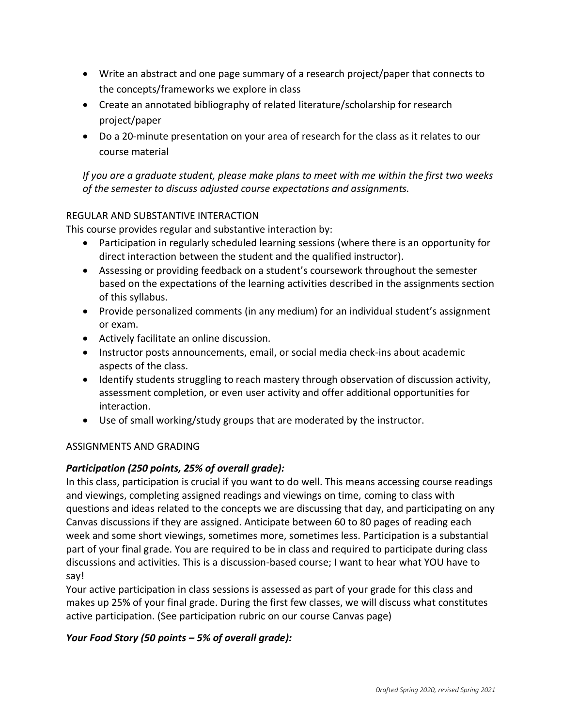- Write an abstract and one page summary of a research project/paper that connects to the concepts/frameworks we explore in class
- Create an annotated bibliography of related literature/scholarship for research project/paper
- Do a 20-minute presentation on your area of research for the class as it relates to our course material

*If you are a graduate student, please make plans to meet with me within the first two weeks of the semester to discuss adjusted course expectations and assignments.*

## REGULAR AND SUBSTANTIVE INTERACTION

This course provides regular and substantive interaction by:

- Participation in regularly scheduled learning sessions (where there is an opportunity for direct interaction between the student and the qualified instructor).
- Assessing or providing feedback on a student's coursework throughout the semester based on the expectations of the learning activities described in the assignments section of this syllabus.
- Provide personalized comments (in any medium) for an individual student's assignment or exam.
- Actively facilitate an online discussion.
- Instructor posts announcements, email, or social media check-ins about academic aspects of the class.
- Identify students struggling to reach mastery through observation of discussion activity, assessment completion, or even user activity and offer additional opportunities for interaction.
- Use of small working/study groups that are moderated by the instructor.

## ASSIGNMENTS AND GRADING

### *Participation (250 points, 25% of overall grade):*

In this class, participation is crucial if you want to do well. This means accessing course readings and viewings, completing assigned readings and viewings on time, coming to class with questions and ideas related to the concepts we are discussing that day, and participating on any Canvas discussions if they are assigned. Anticipate between 60 to 80 pages of reading each week and some short viewings, sometimes more, sometimes less. Participation is a substantial part of your final grade. You are required to be in class and required to participate during class discussions and activities. This is a discussion-based course; I want to hear what YOU have to say!

Your active participation in class sessions is assessed as part of your grade for this class and makes up 25% of your final grade. During the first few classes, we will discuss what constitutes active participation. (See participation rubric on our course Canvas page)

### *Your Food Story (50 points – 5% of overall grade):*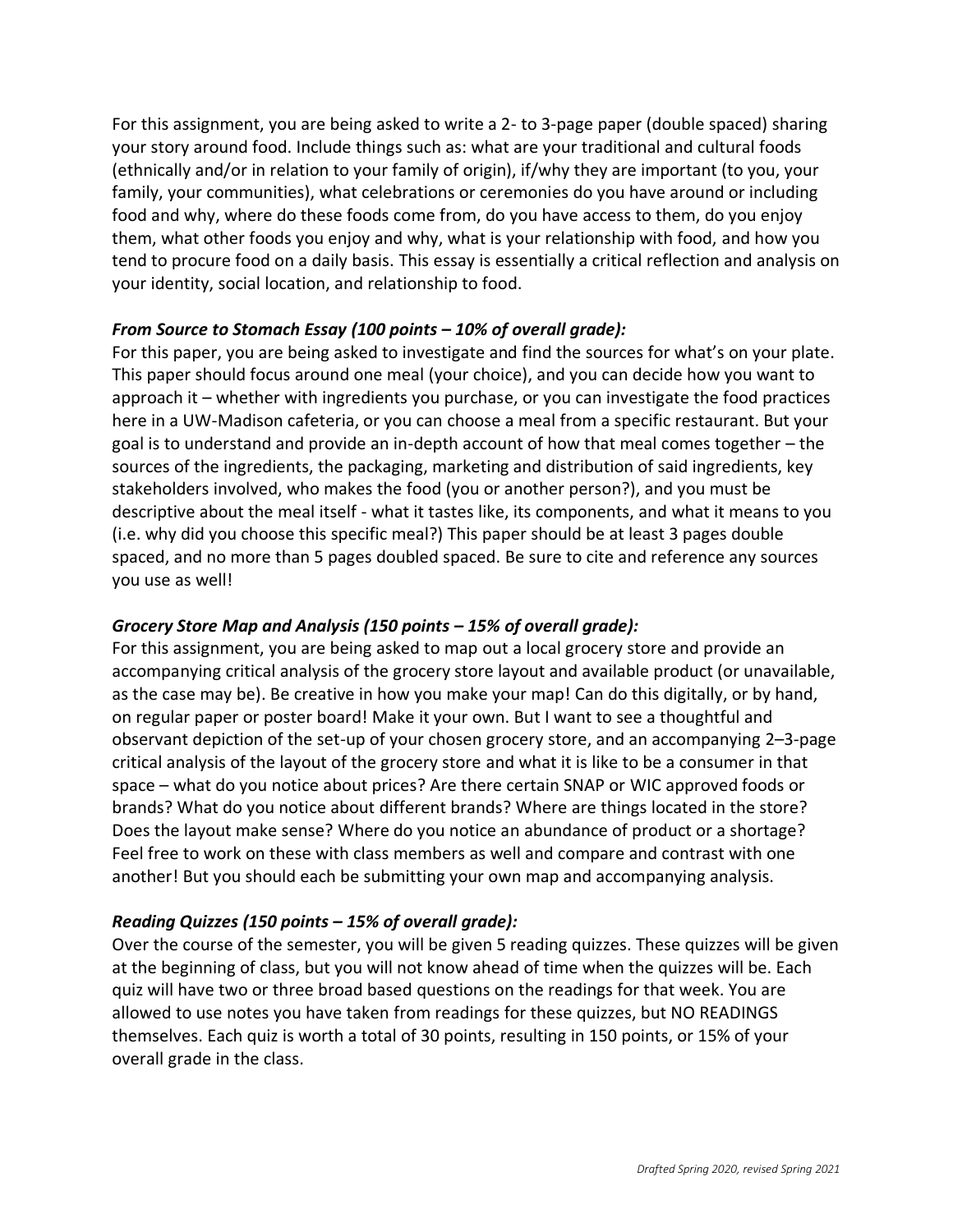For this assignment, you are being asked to write a 2- to 3-page paper (double spaced) sharing your story around food. Include things such as: what are your traditional and cultural foods (ethnically and/or in relation to your family of origin), if/why they are important (to you, your family, your communities), what celebrations or ceremonies do you have around or including food and why, where do these foods come from, do you have access to them, do you enjoy them, what other foods you enjoy and why, what is your relationship with food, and how you tend to procure food on a daily basis. This essay is essentially a critical reflection and analysis on your identity, social location, and relationship to food.

***From Source to Stomach Essay (100 points – 10% of overall grade):***

For this paper, you are being asked to investigate and find the sources for what's on your plate. This paper should focus around one meal (your choice), and you can decide how you want to approach it – whether with ingredients you purchase, or you can investigate the food practices here in a UW-Madison cafeteria, or you can choose a meal from a specific restaurant. But your goal is to understand and provide an in-depth account of how that meal comes together – the sources of the ingredients, the packaging, marketing and distribution of said ingredients, key stakeholders involved, who makes the food (you or another person?), and you must be descriptive about the meal itself - what it tastes like, its components, and what it means to you (i.e. why did you choose this specific meal?) This paper should be at least 3 pages double spaced, and no more than 5 pages doubled spaced. Be sure to cite and reference any sources you use as well!

***Grocery Store Map and Analysis (150 points – 15% of overall grade):***

For this assignment, you are being asked to map out a local grocery store and provide an accompanying critical analysis of the grocery store layout and available product (or unavailable, as the case may be). Be creative in how you make your map! Can do this digitally, or by hand, on regular paper or poster board! Make it your own. But I want to see a thoughtful and observant depiction of the set-up of your chosen grocery store, and an accompanying 2–3-page critical analysis of the layout of the grocery store and what it is like to be a consumer in that space – what do you notice about prices? Are there certain SNAP or WIC approved foods or brands? What do you notice about different brands? Where are things located in the store? Does the layout make sense? Where do you notice an abundance of product or a shortage? Feel free to work on these with class members as well and compare and contrast with one another! But you should each be submitting your own map and accompanying analysis.

***Reading Quizzes (150 points – 15% of overall grade):***

Over the course of the semester, you will be given 5 reading quizzes. These quizzes will be given at the beginning of class, but you will not know ahead of time when the quizzes will be. Each quiz will have two or three broad based questions on the readings for that week. You are allowed to use notes you have taken from readings for these quizzes, but NO READINGS themselves. Each quiz is worth a total of 30 points, resulting in 150 points, or 15% of your overall grade in the class.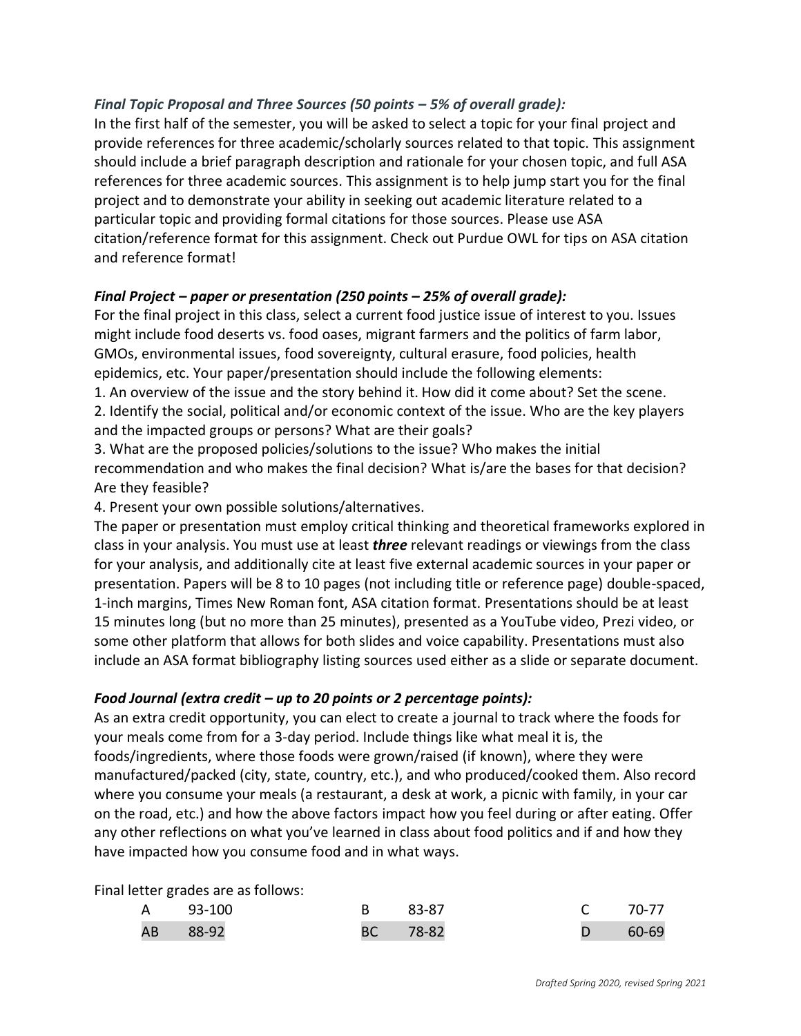***Final Topic Proposal and Three Sources (50 points – 5% of overall grade):***

In the first half of the semester, you will be asked to select a topic for your final project and provide references for three academic/scholarly sources related to that topic. This assignment should include a brief paragraph description and rationale for your chosen topic, and full ASA references for three academic sources. This assignment is to help jump start you for the final project and to demonstrate your ability in seeking out academic literature related to a particular topic and providing formal citations for those sources. Please use ASA citation/reference format for this assignment. Check out Purdue OWL for tips on ASA citation and reference format!

***Final Project – paper or presentation (250 points – 25% of overall grade):***

For the final project in this class, select a current food justice issue of interest to you. Issues might include food deserts vs. food oases, migrant farmers and the politics of farm labor, GMOs, environmental issues, food sovereignty, cultural erasure, food policies, health epidemics, etc. Your paper/presentation should include the following elements:

1. An overview of the issue and the story behind it. How did it come about? Set the scene.
2. Identify the social, political and/or economic context of the issue. Who are the key players and the impacted groups or persons? What are their goals?
3. What are the proposed policies/solutions to the issue? Who makes the initial recommendation and who makes the final decision? What is/are the bases for that decision? Are they feasible?
4. Present your own possible solutions/alternatives.

The paper or presentation must employ critical thinking and theoretical frameworks explored in class in your analysis. You must use at least ***three*** relevant readings or viewings from the class for your analysis, and additionally cite at least five external academic sources in your paper or presentation. Papers will be 8 to 10 pages (not including title or reference page) double-spaced, 1-inch margins, Times New Roman font, ASA citation format. Presentations should be at least 15 minutes long (but no more than 25 minutes), presented as a YouTube video, Prezi video, or some other platform that allows for both slides and voice capability. Presentations must also include an ASA format bibliography listing sources used either as a slide or separate document.

***Food Journal (extra credit – up to 20 points or 2 percentage points):***

As an extra credit opportunity, you can elect to create a journal to track where the foods for your meals come from for a 3-day period. Include things like what meal it is, the foods/ingredients, where those foods were grown/raised (if known), where they were manufactured/packed (city, state, country, etc.), and who produced/cooked them. Also record where you consume your meals (a restaurant, a desk at work, a picnic with family, in your car on the road, etc.) and how the above factors impact how you feel during or after eating. Offer any other reflections on what you've learned in class about food politics and if and how they have impacted how you consume food and in what ways.

Final letter grades are as follows:

| | | | | | |
|---|---|---|---|---|---|
| A | 93-100 | B | 83-87 | C | 70-77 |
| AB | 88-92 | BC | 78-82 | D | 60-69 |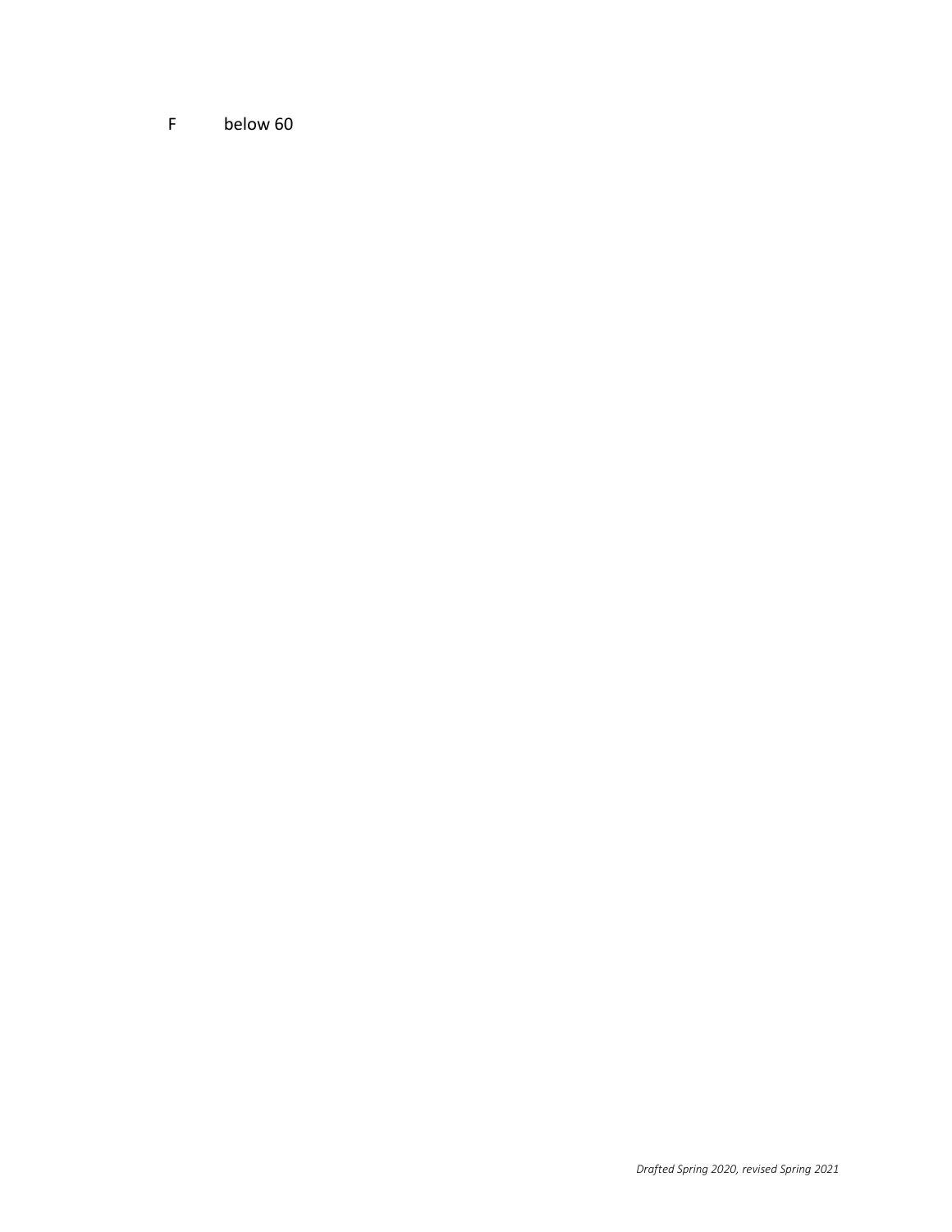F below 60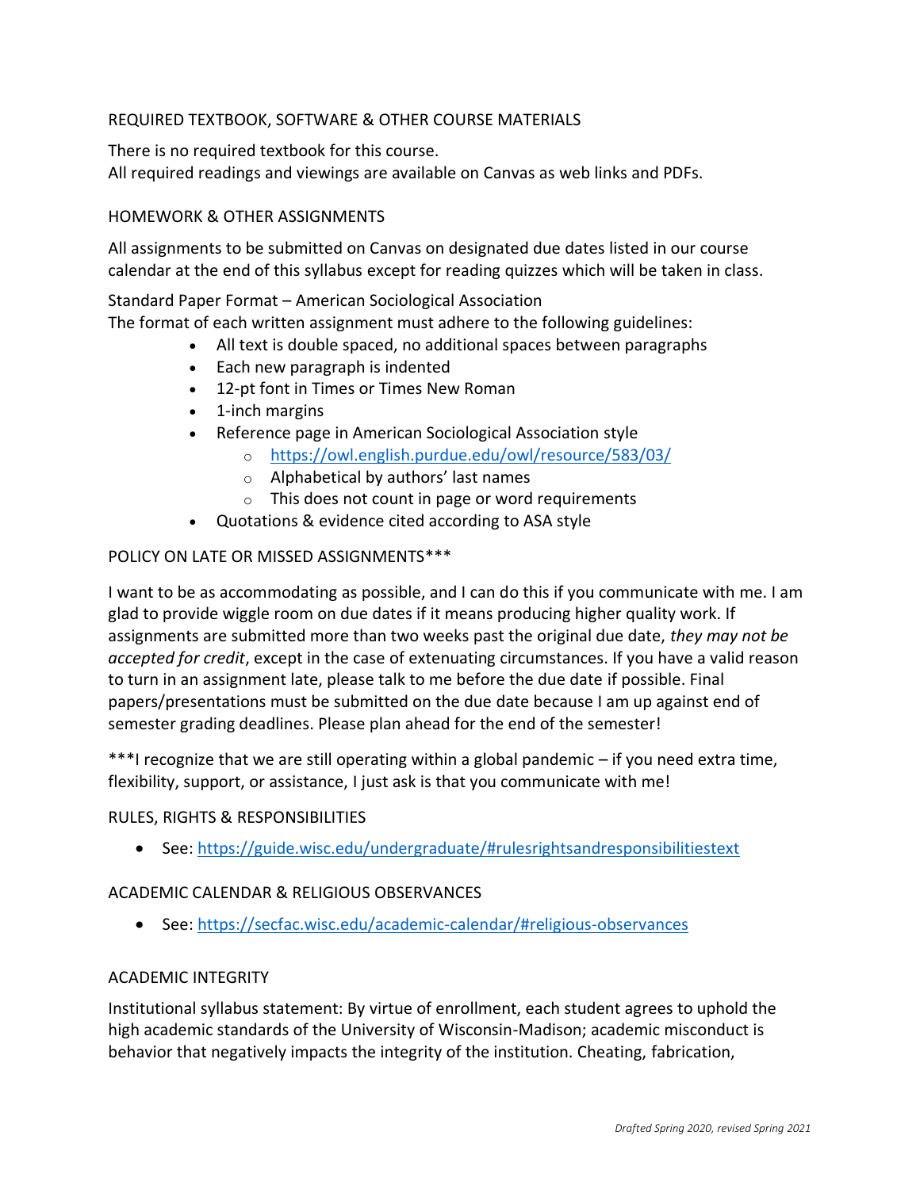## REQUIRED TEXTBOOK, SOFTWARE & OTHER COURSE MATERIALS

There is no required textbook for this course.
All required readings and viewings are available on Canvas as web links and PDFs.

## HOMEWORK & OTHER ASSIGNMENTS

All assignments to be submitted on Canvas on designated due dates listed in our course calendar at the end of this syllabus except for reading quizzes which will be taken in class.

Standard Paper Format – American Sociological Association
The format of each written assignment must adhere to the following guidelines:

- All text is double spaced, no additional spaces between paragraphs
- Each new paragraph is indented
- 12-pt font in Times or Times New Roman
- 1-inch margins
- Reference page in American Sociological Association style
    - https://owl.english.purdue.edu/owl/resource/583/03/
    - Alphabetical by authors' last names
    - This does not count in page or word requirements
- Quotations & evidence cited according to ASA style

## POLICY ON LATE OR MISSED ASSIGNMENTS***

I want to be as accommodating as possible, and I can do this if you communicate with me. I am glad to provide wiggle room on due dates if it means producing higher quality work. If assignments are submitted more than two weeks past the original due date, *they may not be accepted for credit*, except in the case of extenuating circumstances. If you have a valid reason to turn in an assignment late, please talk to me before the due date if possible. Final papers/presentations must be submitted on the due date because I am up against end of semester grading deadlines. Please plan ahead for the end of the semester!

***I recognize that we are still operating within a global pandemic – if you need extra time, flexibility, support, or assistance, I just ask is that you communicate with me!

## RULES, RIGHTS & RESPONSIBILITIES

- See: https://guide.wisc.edu/undergraduate/#rulesrightsandresponsibilitiestext

## ACADEMIC CALENDAR & RELIGIOUS OBSERVANCES

- See: https://secfac.wisc.edu/academic-calendar/#religious-observances

## ACADEMIC INTEGRITY

Institutional syllabus statement: By virtue of enrollment, each student agrees to uphold the high academic standards of the University of Wisconsin-Madison; academic misconduct is behavior that negatively impacts the integrity of the institution. Cheating, fabrication,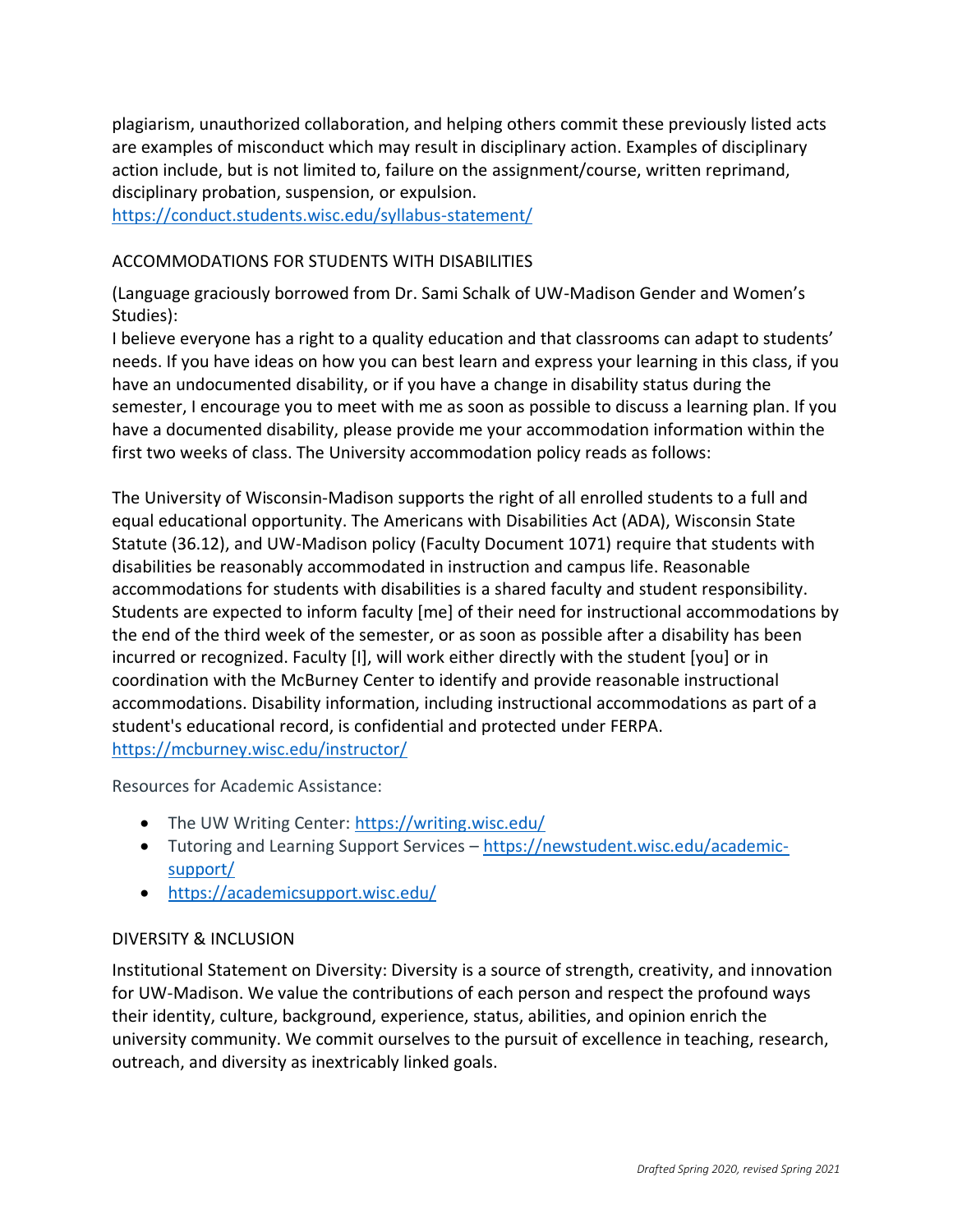plagiarism, unauthorized collaboration, and helping others commit these previously listed acts are examples of misconduct which may result in disciplinary action. Examples of disciplinary action include, but is not limited to, failure on the assignment/course, written reprimand, disciplinary probation, suspension, or expulsion.
https://conduct.students.wisc.edu/syllabus-statement/

## ACCOMMODATIONS FOR STUDENTS WITH DISABILITIES

(Language graciously borrowed from Dr. Sami Schalk of UW-Madison Gender and Women's Studies):
I believe everyone has a right to a quality education and that classrooms can adapt to students' needs. If you have ideas on how you can best learn and express your learning in this class, if you have an undocumented disability, or if you have a change in disability status during the semester, I encourage you to meet with me as soon as possible to discuss a learning plan. If you have a documented disability, please provide me your accommodation information within the first two weeks of class. The University accommodation policy reads as follows:

The University of Wisconsin-Madison supports the right of all enrolled students to a full and equal educational opportunity. The Americans with Disabilities Act (ADA), Wisconsin State Statute (36.12), and UW-Madison policy (Faculty Document 1071) require that students with disabilities be reasonably accommodated in instruction and campus life. Reasonable accommodations for students with disabilities is a shared faculty and student responsibility. Students are expected to inform faculty [me] of their need for instructional accommodations by the end of the third week of the semester, or as soon as possible after a disability has been incurred or recognized. Faculty [I], will work either directly with the student [you] or in coordination with the McBurney Center to identify and provide reasonable instructional accommodations. Disability information, including instructional accommodations as part of a student's educational record, is confidential and protected under FERPA.
https://mcburney.wisc.edu/instructor/

Resources for Academic Assistance:

- The UW Writing Center: https://writing.wisc.edu/
- Tutoring and Learning Support Services – https://newstudent.wisc.edu/academic-support/
- https://academicsupport.wisc.edu/

## DIVERSITY & INCLUSION

Institutional Statement on Diversity: Diversity is a source of strength, creativity, and innovation for UW-Madison. We value the contributions of each person and respect the profound ways their identity, culture, background, experience, status, abilities, and opinion enrich the university community. We commit ourselves to the pursuit of excellence in teaching, research, outreach, and diversity as inextricably linked goals.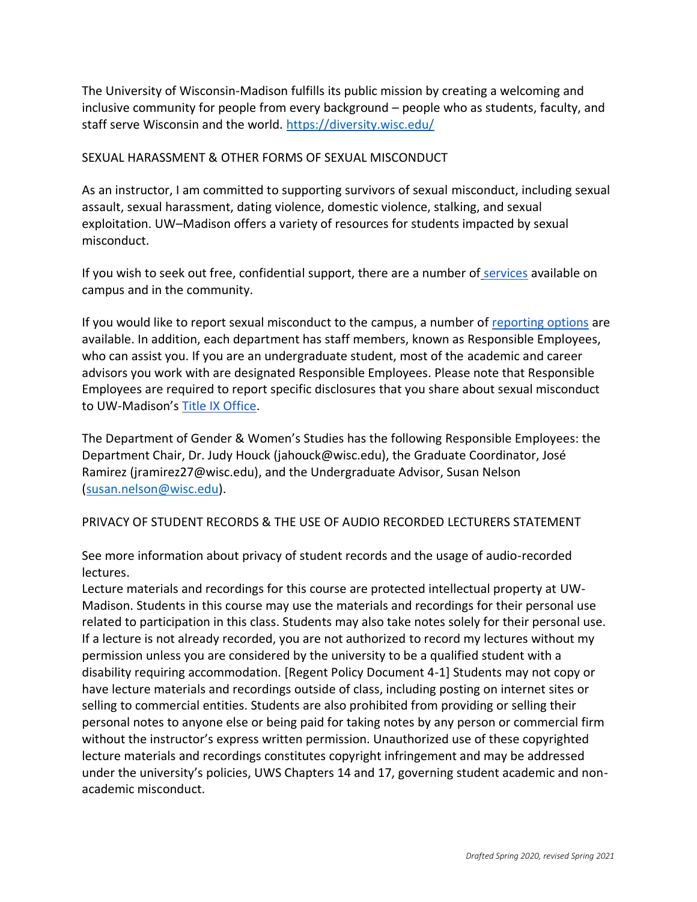The University of Wisconsin-Madison fulfills its public mission by creating a welcoming and inclusive community for people from every background – people who as students, faculty, and staff serve Wisconsin and the world. https://diversity.wisc.edu/

## SEXUAL HARASSMENT & OTHER FORMS OF SEXUAL MISCONDUCT

As an instructor, I am committed to supporting survivors of sexual misconduct, including sexual assault, sexual harassment, dating violence, domestic violence, stalking, and sexual exploitation. UW–Madison offers a variety of resources for students impacted by sexual misconduct.

If you wish to seek out free, confidential support, there are a number of services available on campus and in the community.

If you would like to report sexual misconduct to the campus, a number of reporting options are available. In addition, each department has staff members, known as Responsible Employees, who can assist you. If you are an undergraduate student, most of the academic and career advisors you work with are designated Responsible Employees. Please note that Responsible Employees are required to report specific disclosures that you share about sexual misconduct to UW-Madison's Title IX Office.

The Department of Gender & Women's Studies has the following Responsible Employees: the Department Chair, Dr. Judy Houck (jahouck@wisc.edu), the Graduate Coordinator, José Ramirez (jramirez27@wisc.edu), and the Undergraduate Advisor, Susan Nelson (susan.nelson@wisc.edu).

## PRIVACY OF STUDENT RECORDS & THE USE OF AUDIO RECORDED LECTURERS STATEMENT

See more information about privacy of student records and the usage of audio-recorded lectures.
Lecture materials and recordings for this course are protected intellectual property at UW-Madison. Students in this course may use the materials and recordings for their personal use related to participation in this class. Students may also take notes solely for their personal use. If a lecture is not already recorded, you are not authorized to record my lectures without my permission unless you are considered by the university to be a qualified student with a disability requiring accommodation. [Regent Policy Document 4-1] Students may not copy or have lecture materials and recordings outside of class, including posting on internet sites or selling to commercial entities. Students are also prohibited from providing or selling their personal notes to anyone else or being paid for taking notes by any person or commercial firm without the instructor's express written permission. Unauthorized use of these copyrighted lecture materials and recordings constitutes copyright infringement and may be addressed under the university's policies, UWS Chapters 14 and 17, governing student academic and non-academic misconduct.

*Drafted Spring 2020, revised Spring 2021*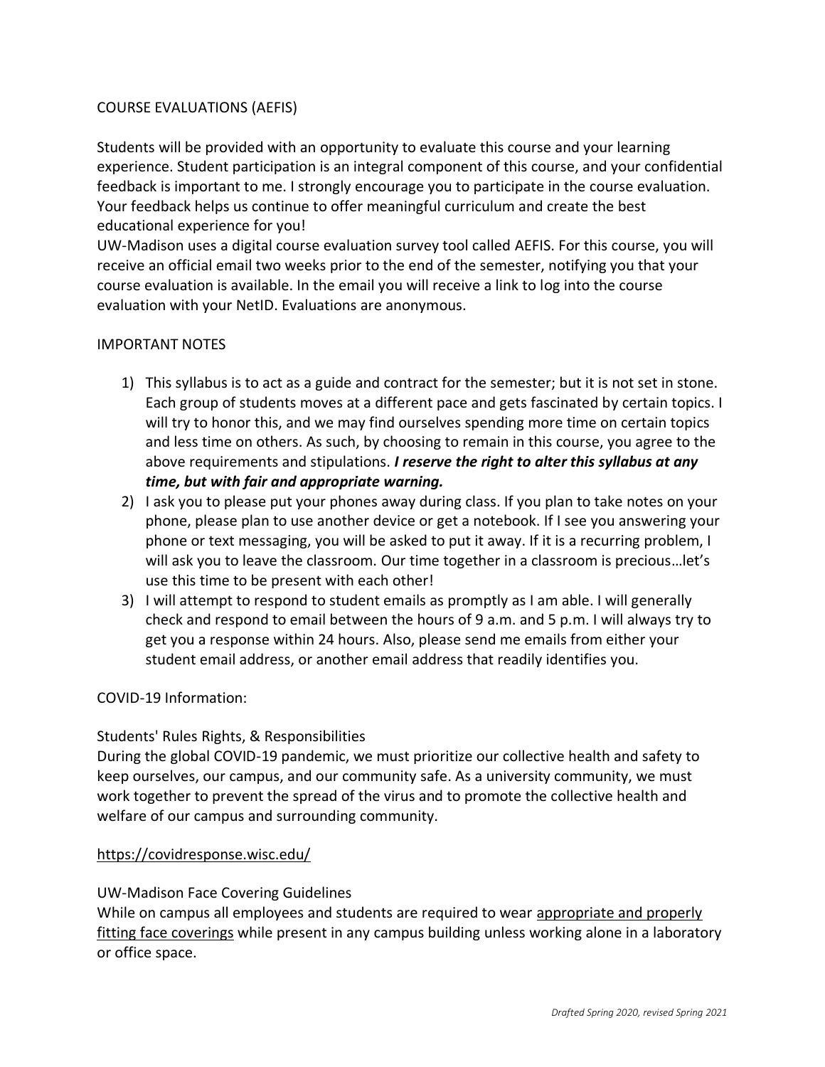COURSE EVALUATIONS (AEFIS)

Students will be provided with an opportunity to evaluate this course and your learning experience. Student participation is an integral component of this course, and your confidential feedback is important to me. I strongly encourage you to participate in the course evaluation. Your feedback helps us continue to offer meaningful curriculum and create the best educational experience for you!
UW-Madison uses a digital course evaluation survey tool called AEFIS. For this course, you will receive an official email two weeks prior to the end of the semester, notifying you that your course evaluation is available. In the email you will receive a link to log into the course evaluation with your NetID. Evaluations are anonymous.

IMPORTANT NOTES

1) This syllabus is to act as a guide and contract for the semester; but it is not set in stone. Each group of students moves at a different pace and gets fascinated by certain topics. I will try to honor this, and we may find ourselves spending more time on certain topics and less time on others. As such, by choosing to remain in this course, you agree to the above requirements and stipulations. ***I reserve the right to alter this syllabus at any time, but with fair and appropriate warning.***
2) I ask you to please put your phones away during class. If you plan to take notes on your phone, please plan to use another device or get a notebook. If I see you answering your phone or text messaging, you will be asked to put it away. If it is a recurring problem, I will ask you to leave the classroom. Our time together in a classroom is precious…let's use this time to be present with each other!
3) I will attempt to respond to student emails as promptly as I am able. I will generally check and respond to email between the hours of 9 a.m. and 5 p.m. I will always try to get you a response within 24 hours. Also, please send me emails from either your student email address, or another email address that readily identifies you.

COVID-19 Information:

Students' Rules Rights, & Responsibilities
During the global COVID-19 pandemic, we must prioritize our collective health and safety to keep ourselves, our campus, and our community safe. As a university community, we must work together to prevent the spread of the virus and to promote the collective health and welfare of our campus and surrounding community.

https://covidresponse.wisc.edu/

UW-Madison Face Covering Guidelines
While on campus all employees and students are required to wear appropriate and properly fitting face coverings while present in any campus building unless working alone in a laboratory or office space.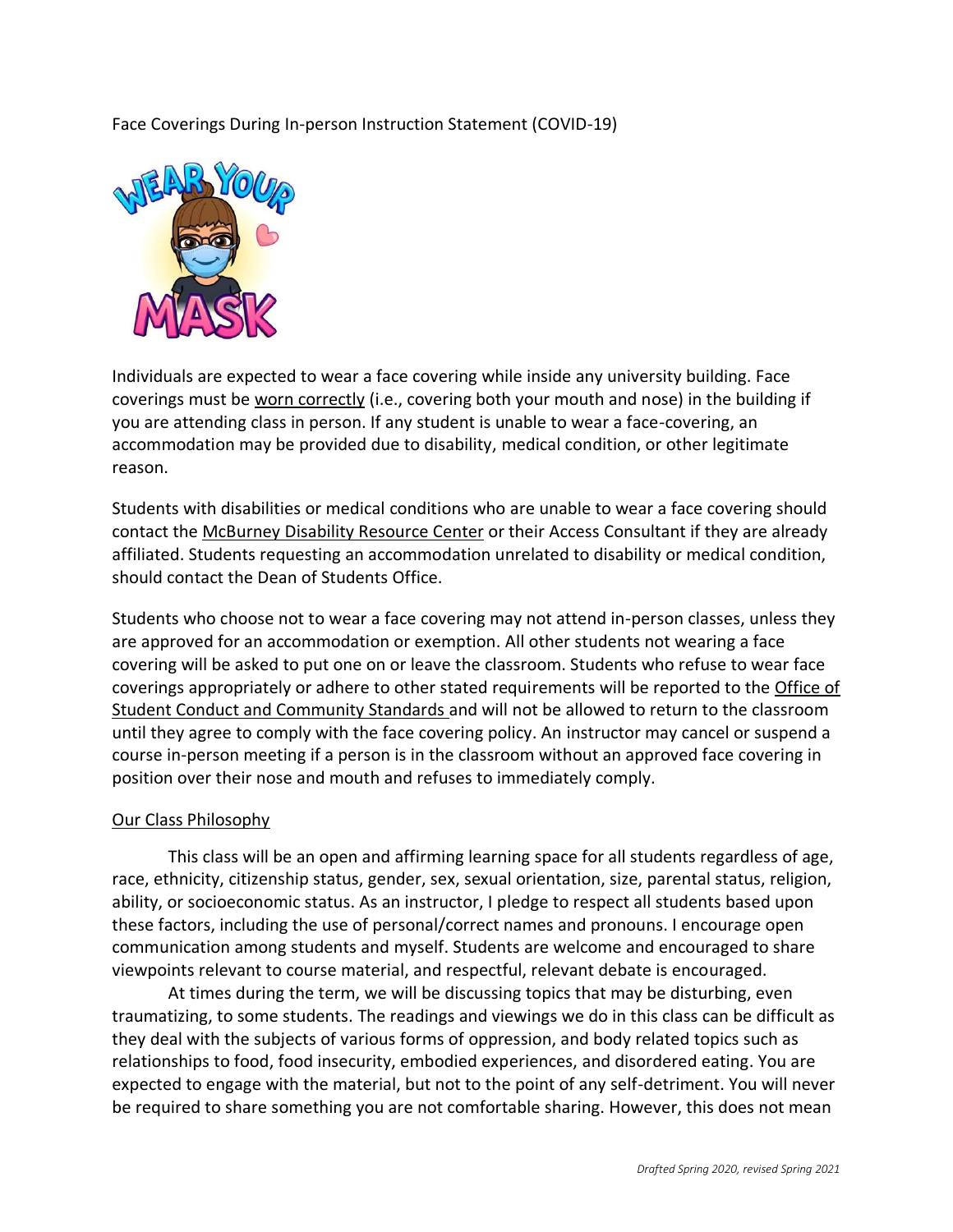Face Coverings During In-person Instruction Statement (COVID-19)

Individuals are expected to wear a face covering while inside any university building. Face coverings must be worn correctly (i.e., covering both your mouth and nose) in the building if you are attending class in person. If any student is unable to wear a face-covering, an accommodation may be provided due to disability, medical condition, or other legitimate reason.

Students with disabilities or medical conditions who are unable to wear a face covering should contact the McBurney Disability Resource Center or their Access Consultant if they are already affiliated. Students requesting an accommodation unrelated to disability or medical condition, should contact the Dean of Students Office.

Students who choose not to wear a face covering may not attend in-person classes, unless they are approved for an accommodation or exemption. All other students not wearing a face covering will be asked to put one on or leave the classroom. Students who refuse to wear face coverings appropriately or adhere to other stated requirements will be reported to the Office of Student Conduct and Community Standards and will not be allowed to return to the classroom until they agree to comply with the face covering policy. An instructor may cancel or suspend a course in-person meeting if a person is in the classroom without an approved face covering in position over their nose and mouth and refuses to immediately comply.

## Our Class Philosophy

This class will be an open and affirming learning space for all students regardless of age, race, ethnicity, citizenship status, gender, sex, sexual orientation, size, parental status, religion, ability, or socioeconomic status. As an instructor, I pledge to respect all students based upon these factors, including the use of personal/correct names and pronouns. I encourage open communication among students and myself. Students are welcome and encouraged to share viewpoints relevant to course material, and respectful, relevant debate is encouraged.

At times during the term, we will be discussing topics that may be disturbing, even traumatizing, to some students. The readings and viewings we do in this class can be difficult as they deal with the subjects of various forms of oppression, and body related topics such as relationships to food, food insecurity, embodied experiences, and disordered eating. You are expected to engage with the material, but not to the point of any self-detriment. You will never be required to share something you are not comfortable sharing. However, this does not mean

*Drafted Spring 2020, revised Spring 2021*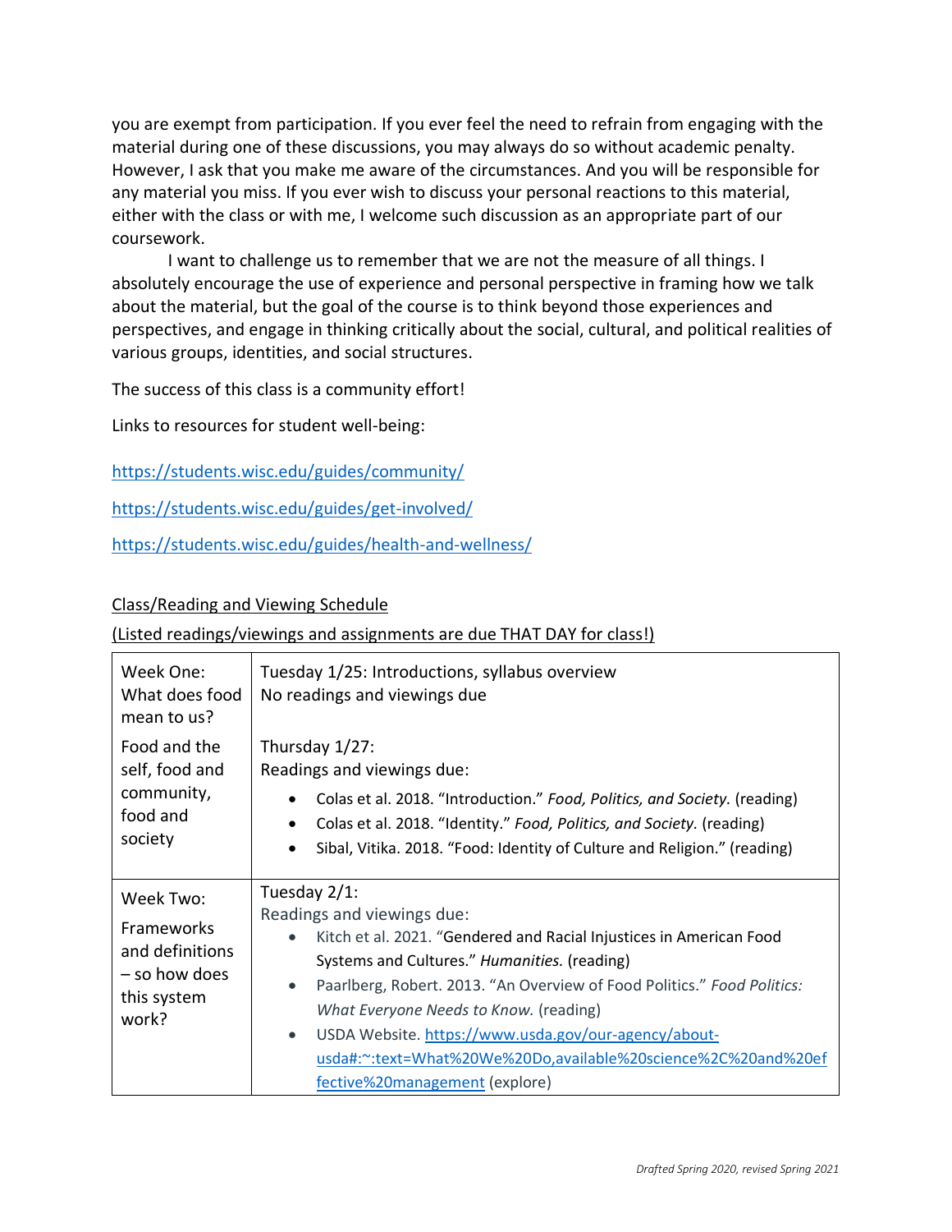you are exempt from participation. If you ever feel the need to refrain from engaging with the material during one of these discussions, you may always do so without academic penalty. However, I ask that you make me aware of the circumstances. And you will be responsible for any material you miss. If you ever wish to discuss your personal reactions to this material, either with the class or with me, I welcome such discussion as an appropriate part of our coursework.

I want to challenge us to remember that we are not the measure of all things. I absolutely encourage the use of experience and personal perspective in framing how we talk about the material, but the goal of the course is to think beyond those experiences and perspectives, and engage in thinking critically about the social, cultural, and political realities of various groups, identities, and social structures.

The success of this class is a community effort!

Links to resources for student well-being:

https://students.wisc.edu/guides/community/

https://students.wisc.edu/guides/get-involved/

https://students.wisc.edu/guides/health-and-wellness/

## Class/Reading and Viewing Schedule

(Listed readings/viewings and assignments are due THAT DAY for class!)

| | |
|---|---|
| Week One: What does food mean to us?<br><br>Food and the self, food and community, food and society | Tuesday 1/25: Introductions, syllabus overview<br>No readings and viewings due<br><br>Thursday 1/27:<br>Readings and viewings due:<br>• Colas et al. 2018. "Introduction." *Food, Politics, and Society.* (reading)<br>• Colas et al. 2018. "Identity." *Food, Politics, and Society.* (reading)<br>• Sibal, Vitika. 2018. "Food: Identity of Culture and Religion." (reading) |
| Week Two:<br>Frameworks and definitions – so how does this system work? | Tuesday 2/1:<br>Readings and viewings due:<br>• Kitch et al. 2021. "Gendered and Racial Injustices in American Food Systems and Cultures." *Humanities.* (reading)<br>• Paarlberg, Robert. 2013. "An Overview of Food Politics." *Food Politics: What Everyone Needs to Know.* (reading)<br>• USDA Website. https://www.usda.gov/our-agency/about-usda#:~:text=What%20We%20Do,available%20science%2C%20and%20effective%20management (explore) |

*Drafted Spring 2020, revised Spring 2021*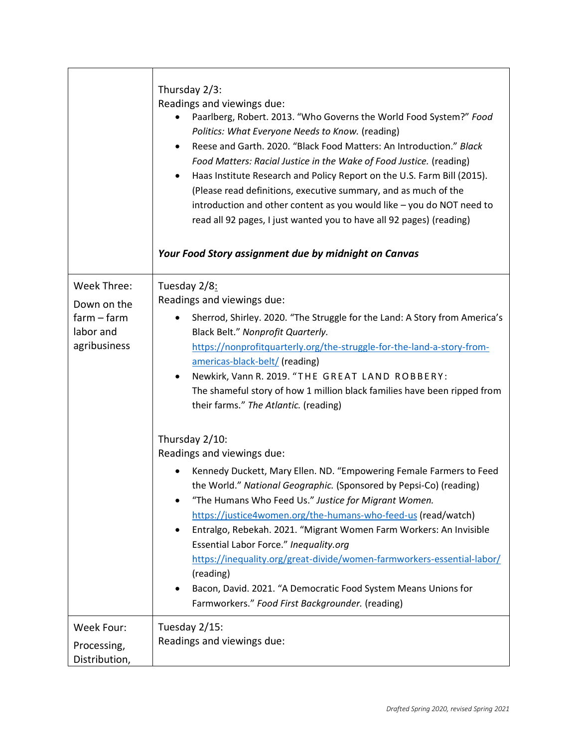| | |
|---|---|
| | Thursday 2/3:<br>Readings and viewings due:<br>• Paarlberg, Robert. 2013. "Who Governs the World Food System?" *Food Politics: What Everyone Needs to Know.* (reading)<br>• Reese and Garth. 2020. "Black Food Matters: An Introduction." *Black Food Matters: Racial Justice in the Wake of Food Justice.* (reading)<br>• Haas Institute Research and Policy Report on the U.S. Farm Bill (2015). (Please read definitions, executive summary, and as much of the introduction and other content as you would like – you do NOT need to read all 92 pages, I just wanted you to have all 92 pages) (reading)<br><br>***Your Food Story assignment due by midnight on Canvas*** |
| Week Three:<br>Down on the farm – farm labor and agribusiness | Tuesday 2/8:<br>Readings and viewings due:<br>• Sherrod, Shirley. 2020. "The Struggle for the Land: A Story from America's Black Belt." *Nonprofit Quarterly.* https://nonprofitquarterly.org/the-struggle-for-the-land-a-story-from-americas-black-belt/ (reading)<br>• Newkirk, Vann R. 2019. "THE GREAT LAND ROBBERY: The shameful story of how 1 million black families have been ripped from their farms." *The Atlantic.* (reading)<br><br>Thursday 2/10:<br>Readings and viewings due:<br>• Kennedy Duckett, Mary Ellen. ND. "Empowering Female Farmers to Feed the World." *National Geographic.* (Sponsored by Pepsi-Co) (reading)<br>• "The Humans Who Feed Us." *Justice for Migrant Women.* https://justice4women.org/the-humans-who-feed-us (read/watch)<br>• Entralgo, Rebekah. 2021. "Migrant Women Farm Workers: An Invisible Essential Labor Force." *Inequality.org* https://inequality.org/great-divide/women-farmworkers-essential-labor/ (reading)<br>• Bacon, David. 2021. "A Democratic Food System Means Unions for Farmworkers." *Food First Backgrounder.* (reading) |
| Week Four:<br>Processing, Distribution, | Tuesday 2/15:<br>Readings and viewings due: |

*Drafted Spring 2020, revised Spring 2021*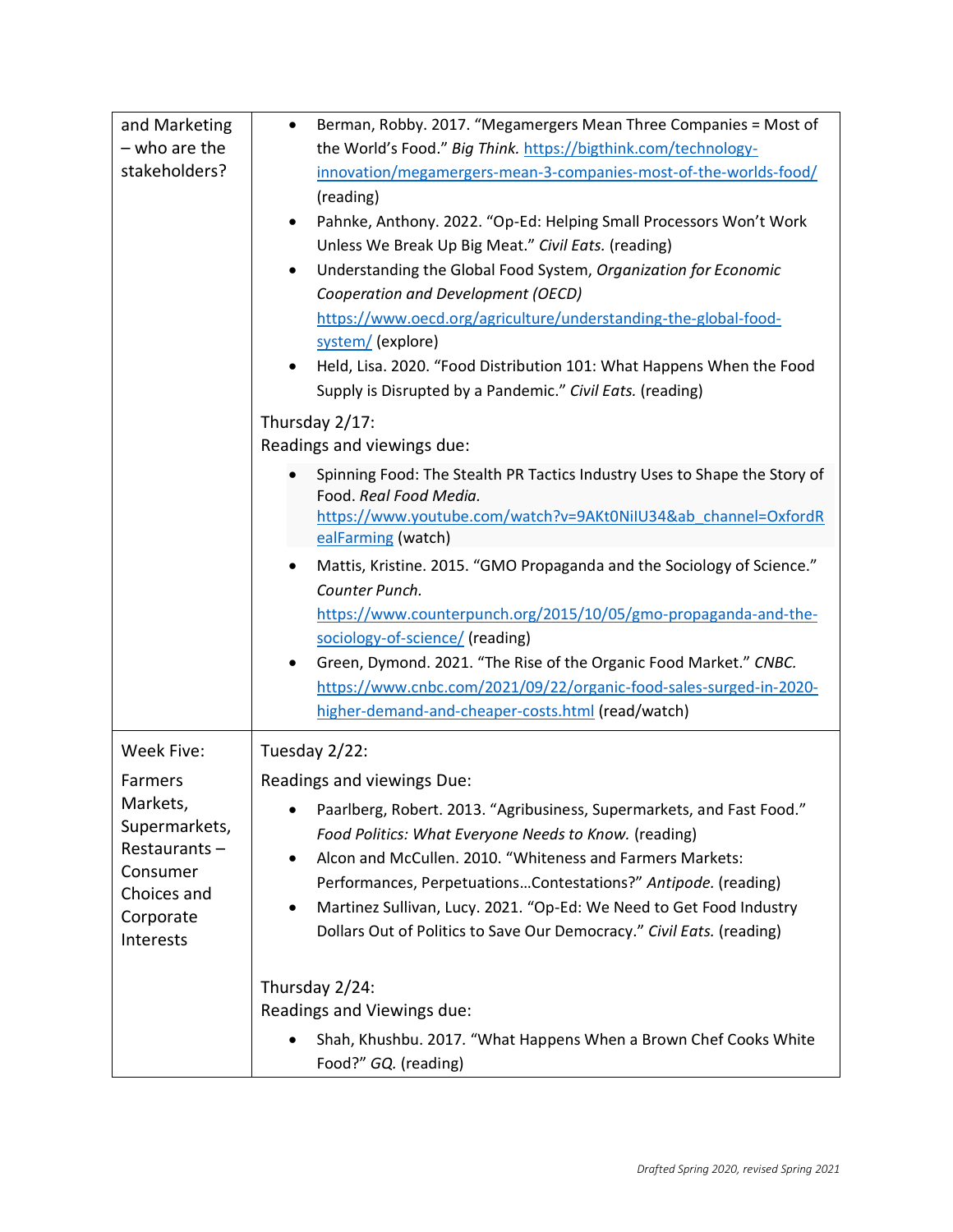| | |
|---|---|
| and Marketing – who are the stakeholders? | • Berman, Robby. 2017. "Megamergers Mean Three Companies = Most of the World's Food." *Big Think.* https://bigthink.com/technology-innovation/megamergers-mean-3-companies-most-of-the-worlds-food/ (reading)<br>• Pahnke, Anthony. 2022. "Op-Ed: Helping Small Processors Won't Work Unless We Break Up Big Meat." *Civil Eats.* (reading)<br>• Understanding the Global Food System, *Organization for Economic Cooperation and Development (OECD)* https://www.oecd.org/agriculture/understanding-the-global-food-system/ (explore)<br>• Held, Lisa. 2020. "Food Distribution 101: What Happens When the Food Supply is Disrupted by a Pandemic." *Civil Eats.* (reading)<br><br>Thursday 2/17:<br>Readings and viewings due:<br>• Spinning Food: The Stealth PR Tactics Industry Uses to Shape the Story of Food. *Real Food Media.* https://www.youtube.com/watch?v=9AKt0NiIU34&ab_channel=OxfordRealFarming (watch)<br>• Mattis, Kristine. 2015. "GMO Propaganda and the Sociology of Science." *Counter Punch.* https://www.counterpunch.org/2015/10/05/gmo-propaganda-and-the-sociology-of-science/ (reading)<br>• Green, Dymond. 2021. "The Rise of the Organic Food Market." *CNBC.* https://www.cnbc.com/2021/09/22/organic-food-sales-surged-in-2020-higher-demand-and-cheaper-costs.html (read/watch) |
| Week Five:<br><br>Farmers Markets, Supermarkets, Restaurants – Consumer Choices and Corporate Interests | Tuesday 2/22:<br><br>Readings and viewings Due:<br>• Paarlberg, Robert. 2013. "Agribusiness, Supermarkets, and Fast Food." *Food Politics: What Everyone Needs to Know.* (reading)<br>• Alcon and McCullen. 2010. "Whiteness and Farmers Markets: Performances, Perpetuations…Contestations?" *Antipode.* (reading)<br>• Martinez Sullivan, Lucy. 2021. "Op-Ed: We Need to Get Food Industry Dollars Out of Politics to Save Our Democracy." *Civil Eats.* (reading)<br><br>Thursday 2/24:<br>Readings and Viewings due:<br>• Shah, Khushbu. 2017. "What Happens When a Brown Chef Cooks White Food?" *GQ.* (reading) |

*Drafted Spring 2020, revised Spring 2021*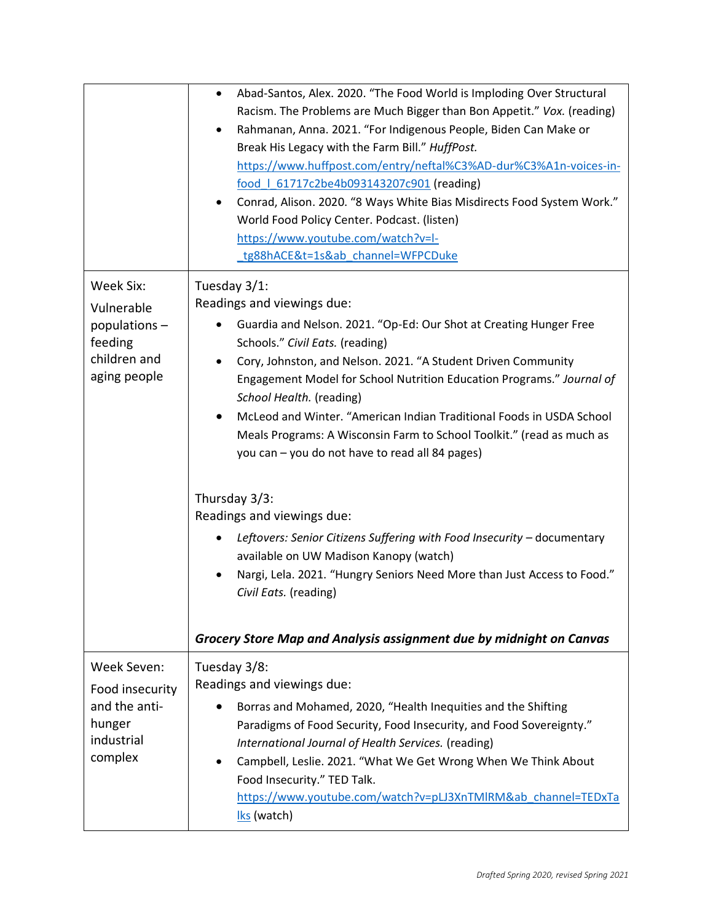| | |
|---|---|
| | • Abad-Santos, Alex. 2020. "The Food World is Imploding Over Structural Racism. The Problems are Much Bigger than Bon Appetit." *Vox.* (reading)<br>• Rahmanan, Anna. 2021. "For Indigenous People, Biden Can Make or Break His Legacy with the Farm Bill." *HuffPost.* https://www.huffpost.com/entry/neftal%C3%AD-dur%C3%A1n-voices-in-food_l_61717c2be4b093143207c901 (reading)<br>• Conrad, Alison. 2020. "8 Ways White Bias Misdirects Food System Work." World Food Policy Center. Podcast. (listen) https://www.youtube.com/watch?v=l-_tg88hACE&t=1s&ab_channel=WFPCDuke |
| Week Six: Vulnerable populations – feeding children and aging people | Tuesday 3/1:<br>Readings and viewings due:<br>• Guardia and Nelson. 2021. "Op-Ed: Our Shot at Creating Hunger Free Schools." *Civil Eats.* (reading)<br>• Cory, Johnston, and Nelson. 2021. "A Student Driven Community Engagement Model for School Nutrition Education Programs." *Journal of School Health.* (reading)<br>• McLeod and Winter. "American Indian Traditional Foods in USDA School Meals Programs: A Wisconsin Farm to School Toolkit." (read as much as you can – you do not have to read all 84 pages)<br><br>Thursday 3/3:<br>Readings and viewings due:<br>• *Leftovers: Senior Citizens Suffering with Food Insecurity* – documentary available on UW Madison Kanopy (watch)<br>• Nargi, Lela. 2021. "Hungry Seniors Need More than Just Access to Food." *Civil Eats.* (reading)<br><br>***Grocery Store Map and Analysis assignment due by midnight on Canvas*** |
| Week Seven: Food insecurity and the anti-hunger industrial complex | Tuesday 3/8:<br>Readings and viewings due:<br>• Borras and Mohamed, 2020, "Health Inequities and the Shifting Paradigms of Food Security, Food Insecurity, and Food Sovereignty." *International Journal of Health Services.* (reading)<br>• Campbell, Leslie. 2021. "What We Get Wrong When We Think About Food Insecurity." TED Talk. https://www.youtube.com/watch?v=pLJ3XnTMlRM&ab_channel=TEDxTalks (watch) |

*Drafted Spring 2020, revised Spring 2021*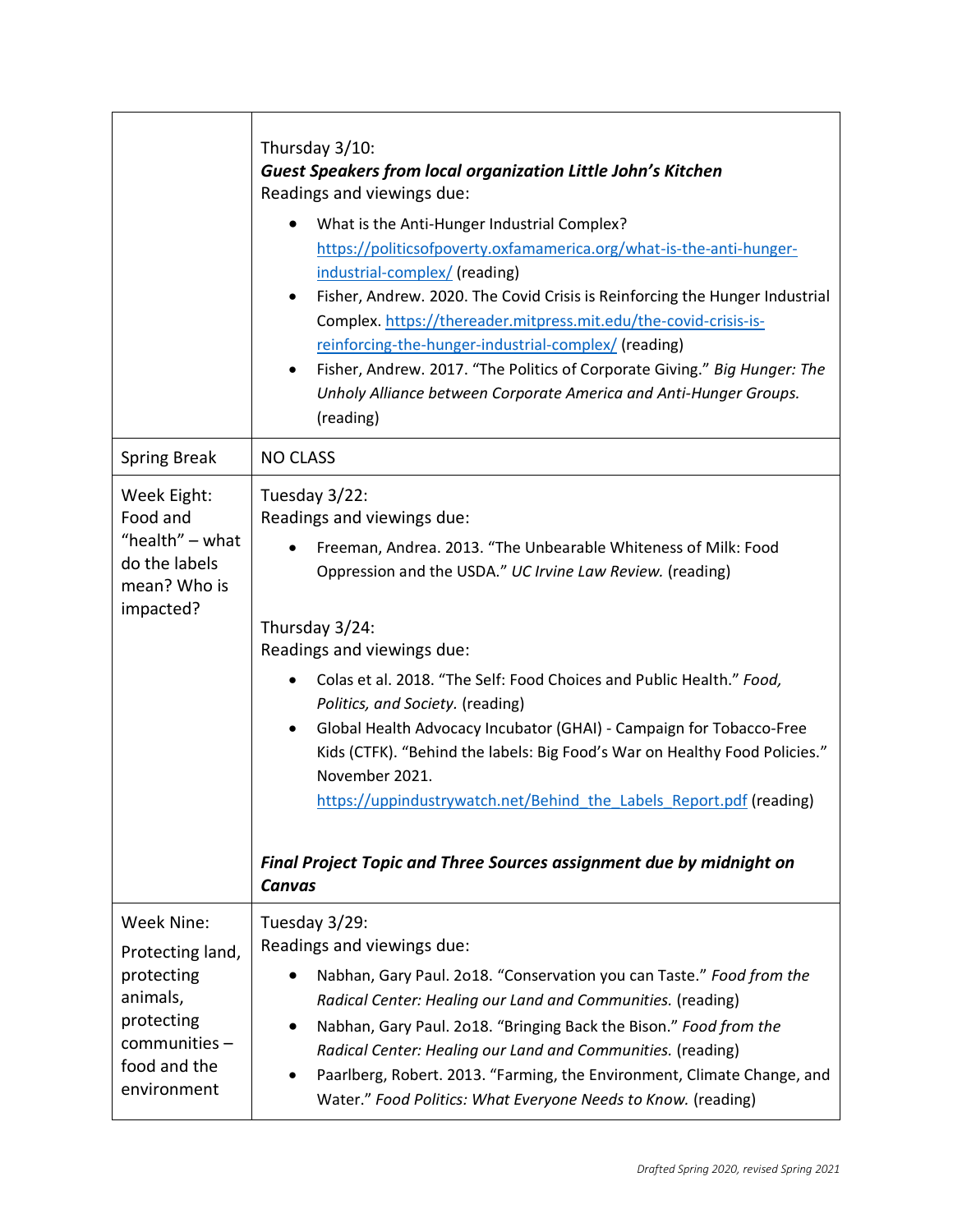| | |
|---|---|
| | Thursday 3/10:<br>***Guest Speakers from local organization Little John's Kitchen***<br>Readings and viewings due:<br>• What is the Anti-Hunger Industrial Complex? [https://politicsofpoverty.oxfamamerica.org/what-is-the-anti-hunger-industrial-complex/](https://politicsofpoverty.oxfamamerica.org/what-is-the-anti-hunger-industrial-complex/) (reading)<br>• Fisher, Andrew. 2020. The Covid Crisis is Reinforcing the Hunger Industrial Complex. [https://thereader.mitpress.mit.edu/the-covid-crisis-is-reinforcing-the-hunger-industrial-complex/](https://thereader.mitpress.mit.edu/the-covid-crisis-is-reinforcing-the-hunger-industrial-complex/) (reading)<br>• Fisher, Andrew. 2017. "The Politics of Corporate Giving." *Big Hunger: The Unholy Alliance between Corporate America and Anti-Hunger Groups.* (reading) |
| Spring Break | NO CLASS |
| Week Eight: Food and "health" – what do the labels mean? Who is impacted? | Tuesday 3/22:<br>Readings and viewings due:<br>• Freeman, Andrea. 2013. "The Unbearable Whiteness of Milk: Food Oppression and the USDA." *UC Irvine Law Review.* (reading)<br><br>Thursday 3/24:<br>Readings and viewings due:<br>• Colas et al. 2018. "The Self: Food Choices and Public Health." *Food, Politics, and Society.* (reading)<br>• Global Health Advocacy Incubator (GHAI) - Campaign for Tobacco-Free Kids (CTFK). "Behind the labels: Big Food's War on Healthy Food Policies." November 2021. [https://uppindustrywatch.net/Behind_the_Labels_Report.pdf](https://uppindustrywatch.net/Behind_the_Labels_Report.pdf) (reading)<br><br>***Final Project Topic and Three Sources assignment due by midnight on Canvas*** |
| Week Nine: Protecting land, protecting animals, protecting communities – food and the environment | Tuesday 3/29:<br>Readings and viewings due:<br>• Nabhan, Gary Paul. 2o18. "Conservation you can Taste." *Food from the Radical Center: Healing our Land and Communities.* (reading)<br>• Nabhan, Gary Paul. 2o18. "Bringing Back the Bison." *Food from the Radical Center: Healing our Land and Communities.* (reading)<br>• Paarlberg, Robert. 2013. "Farming, the Environment, Climate Change, and Water." *Food Politics: What Everyone Needs to Know.* (reading) |

*Drafted Spring 2020, revised Spring 2021*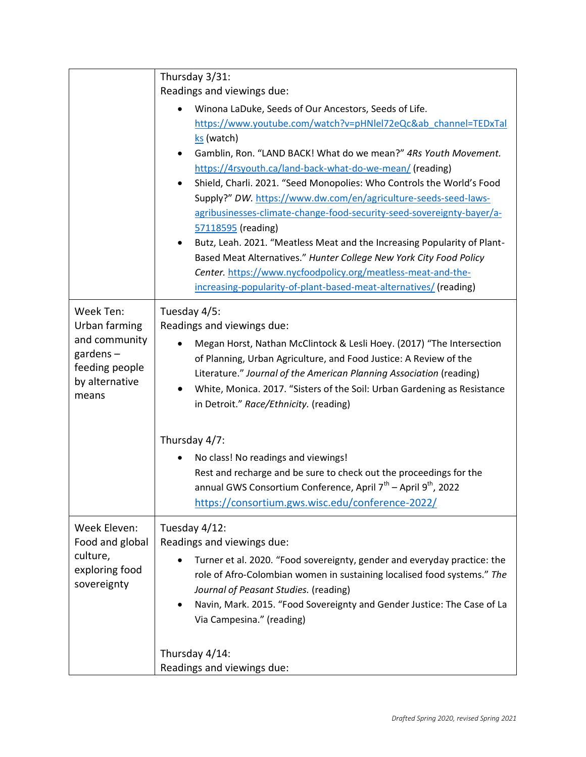| | |
|---|---|
| | Thursday 3/31:<br>Readings and viewings due:<br>• Winona LaDuke, Seeds of Our Ancestors, Seeds of Life. https://www.youtube.com/watch?v=pHNIel72eQc&ab_channel=TEDxTalks (watch)<br>• Gamblin, Ron. "LAND BACK! What do we mean?" *4Rs Youth Movement.* https://4rsyouth.ca/land-back-what-do-we-mean/ (reading)<br>• Shield, Charli. 2021. "Seed Monopolies: Who Controls the World's Food Supply?" *DW.* https://www.dw.com/en/agriculture-seeds-seed-laws-agribusinesses-climate-change-food-security-seed-sovereignty-bayer/a-57118595 (reading)<br>• Butz, Leah. 2021. "Meatless Meat and the Increasing Popularity of Plant-Based Meat Alternatives." *Hunter College New York City Food Policy Center.* https://www.nycfoodpolicy.org/meatless-meat-and-the-increasing-popularity-of-plant-based-meat-alternatives/ (reading) |
| Week Ten: Urban farming and community gardens – feeding people by alternative means | Tuesday 4/5:<br>Readings and viewings due:<br>• Megan Horst, Nathan McClintock & Lesli Hoey. (2017) "The Intersection of Planning, Urban Agriculture, and Food Justice: A Review of the Literature." *Journal of the American Planning Association* (reading)<br>• White, Monica. 2017. "Sisters of the Soil: Urban Gardening as Resistance in Detroit." *Race/Ethnicity.* (reading)<br><br>Thursday 4/7:<br>• No class! No readings and viewings!<br>Rest and recharge and be sure to check out the proceedings for the annual GWS Consortium Conference, April 7th – April 9th, 2022 https://consortium.gws.wisc.edu/conference-2022/ |
| Week Eleven: Food and global culture, exploring food sovereignty | Tuesday 4/12:<br>Readings and viewings due:<br>• Turner et al. 2020. "Food sovereignty, gender and everyday practice: the role of Afro-Colombian women in sustaining localised food systems." *The Journal of Peasant Studies.* (reading)<br>• Navin, Mark. 2015. "Food Sovereignty and Gender Justice: The Case of La Via Campesina." (reading)<br><br>Thursday 4/14:<br>Readings and viewings due: |

*Drafted Spring 2020, revised Spring 2021*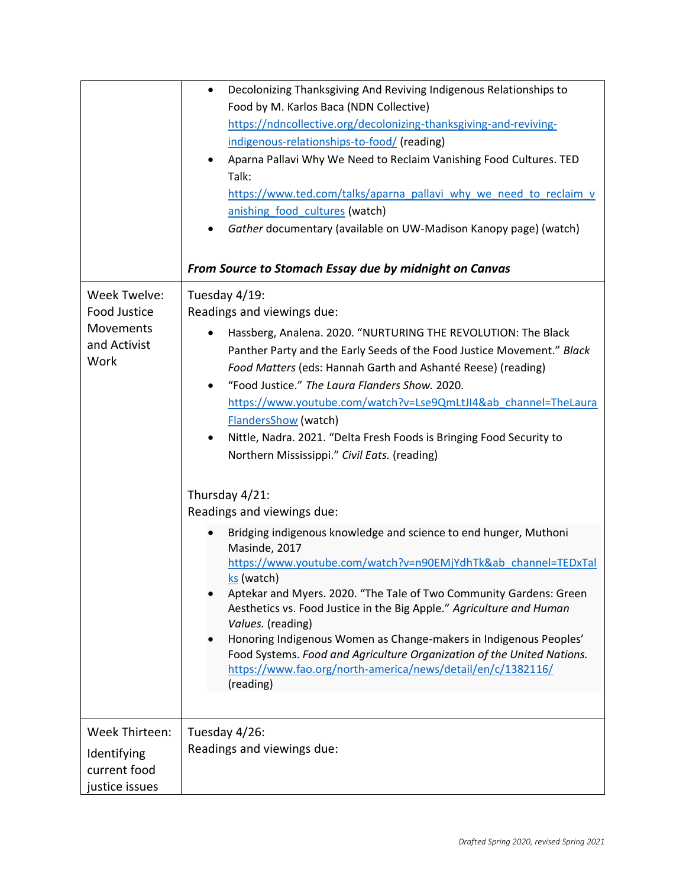| | |
|---|---|
| | • Decolonizing Thanksgiving And Reviving Indigenous Relationships to Food by M. Karlos Baca (NDN Collective) https://ndncollective.org/decolonizing-thanksgiving-and-reviving-indigenous-relationships-to-food/ (reading)<br>• Aparna Pallavi Why We Need to Reclaim Vanishing Food Cultures. TED Talk: https://www.ted.com/talks/aparna_pallavi_why_we_need_to_reclaim_vanishing_food_cultures (watch)<br>• *Gather* documentary (available on UW-Madison Kanopy page) (watch)<br><br>***From Source to Stomach Essay due by midnight on Canvas*** |
| Week Twelve: Food Justice Movements and Activist Work | Tuesday 4/19:<br>Readings and viewings due:<br>• Hassberg, Analena. 2020. "NURTURING THE REVOLUTION: The Black Panther Party and the Early Seeds of the Food Justice Movement." *Black Food Matters* (eds: Hannah Garth and Ashanté Reese) (reading)<br>• "Food Justice." *The Laura Flanders Show.* 2020. https://www.youtube.com/watch?v=Lse9QmLtJI4&ab_channel=TheLauraFlandersShow (watch)<br>• Nittle, Nadra. 2021. "Delta Fresh Foods is Bringing Food Security to Northern Mississippi." *Civil Eats.* (reading)<br><br>Thursday 4/21:<br>Readings and viewings due:<br>• Bridging indigenous knowledge and science to end hunger, Muthoni Masinde, 2017 https://www.youtube.com/watch?v=n90EMjYdhTk&ab_channel=TEDxTalks (watch)<br>• Aptekar and Myers. 2020. "The Tale of Two Community Gardens: Green Aesthetics vs. Food Justice in the Big Apple." *Agriculture and Human Values.* (reading)<br>• Honoring Indigenous Women as Change-makers in Indigenous Peoples' Food Systems. *Food and Agriculture Organization of the United Nations.* https://www.fao.org/north-america/news/detail/en/c/1382116/ (reading) |
| Week Thirteen: Identifying current food justice issues | Tuesday 4/26:<br>Readings and viewings due: |

*Drafted Spring 2020, revised Spring 2021*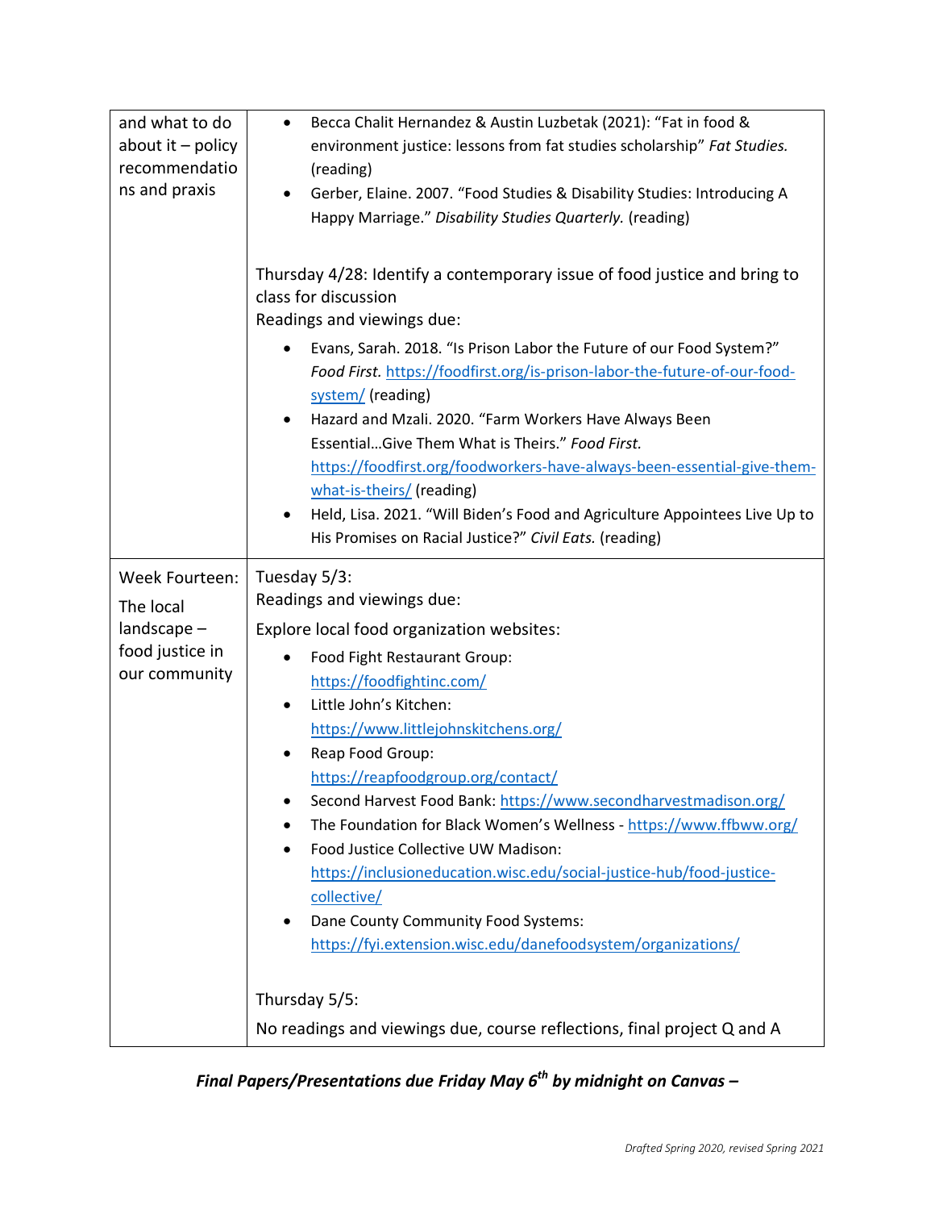| and what to do about it – policy recommendations and praxis | • Becca Chalit Hernandez & Austin Luzbetak (2021): "Fat in food & environment justice: lessons from fat studies scholarship" *Fat Studies.* (reading)<br>• Gerber, Elaine. 2007. "Food Studies & Disability Studies: Introducing A Happy Marriage." *Disability Studies Quarterly.* (reading)<br><br>Thursday 4/28: Identify a contemporary issue of food justice and bring to class for discussion<br>Readings and viewings due:<br>• Evans, Sarah. 2018. "Is Prison Labor the Future of our Food System?" *Food First.* https://foodfirst.org/is-prison-labor-the-future-of-our-food-system/ (reading)<br>• Hazard and Mzali. 2020. "Farm Workers Have Always Been Essential…Give Them What is Theirs." *Food First.* https://foodfirst.org/foodworkers-have-always-been-essential-give-them-what-is-theirs/ (reading)<br>• Held, Lisa. 2021. "Will Biden's Food and Agriculture Appointees Live Up to His Promises on Racial Justice?" *Civil Eats.* (reading) |
|---|---|
| Week Fourteen: The local landscape – food justice in our community | Tuesday 5/3:<br>Readings and viewings due:<br>Explore local food organization websites:<br>• Food Fight Restaurant Group: https://foodfightinc.com/<br>• Little John's Kitchen: https://www.littlejohnskitchens.org/<br>• Reap Food Group: https://reapfoodgroup.org/contact/<br>• Second Harvest Food Bank: https://www.secondharvestmadison.org/<br>• The Foundation for Black Women's Wellness - https://www.ffbww.org/<br>• Food Justice Collective UW Madison: https://inclusioneducation.wisc.edu/social-justice-hub/food-justice-collective/<br>• Dane County Community Food Systems: https://fyi.extension.wisc.edu/danefoodsystem/organizations/<br><br>Thursday 5/5:<br>No readings and viewings due, course reflections, final project Q and A |

***Final Papers/Presentations due Friday May 6th by midnight on Canvas –***

*Drafted Spring 2020, revised Spring 2021*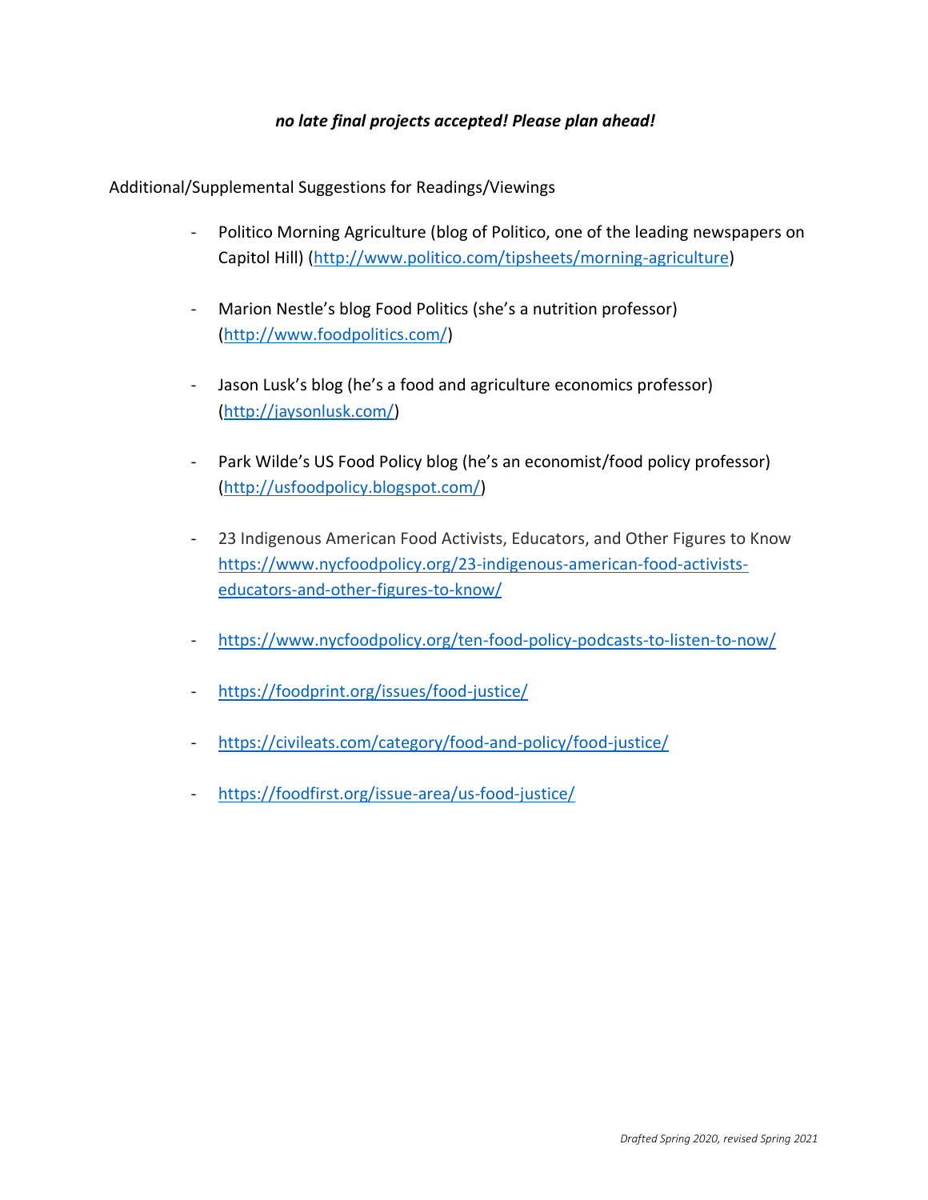***no late final projects accepted! Please plan ahead!***

Additional/Supplemental Suggestions for Readings/Viewings

- Politico Morning Agriculture (blog of Politico, one of the leading newspapers on Capitol Hill) (http://www.politico.com/tipsheets/morning-agriculture)

- Marion Nestle's blog Food Politics (she's a nutrition professor) (http://www.foodpolitics.com/)

- Jason Lusk's blog (he's a food and agriculture economics professor) (http://jaysonlusk.com/)

- Park Wilde's US Food Policy blog (he's an economist/food policy professor) (http://usfoodpolicy.blogspot.com/)

- 23 Indigenous American Food Activists, Educators, and Other Figures to Know https://www.nycfoodpolicy.org/23-indigenous-american-food-activists-educators-and-other-figures-to-know/

- https://www.nycfoodpolicy.org/ten-food-policy-podcasts-to-listen-to-now/

- https://foodprint.org/issues/food-justice/

- https://civileats.com/category/food-and-policy/food-justice/

- https://foodfirst.org/issue-area/us-food-justice/

*Drafted Spring 2020, revised Spring 2021*